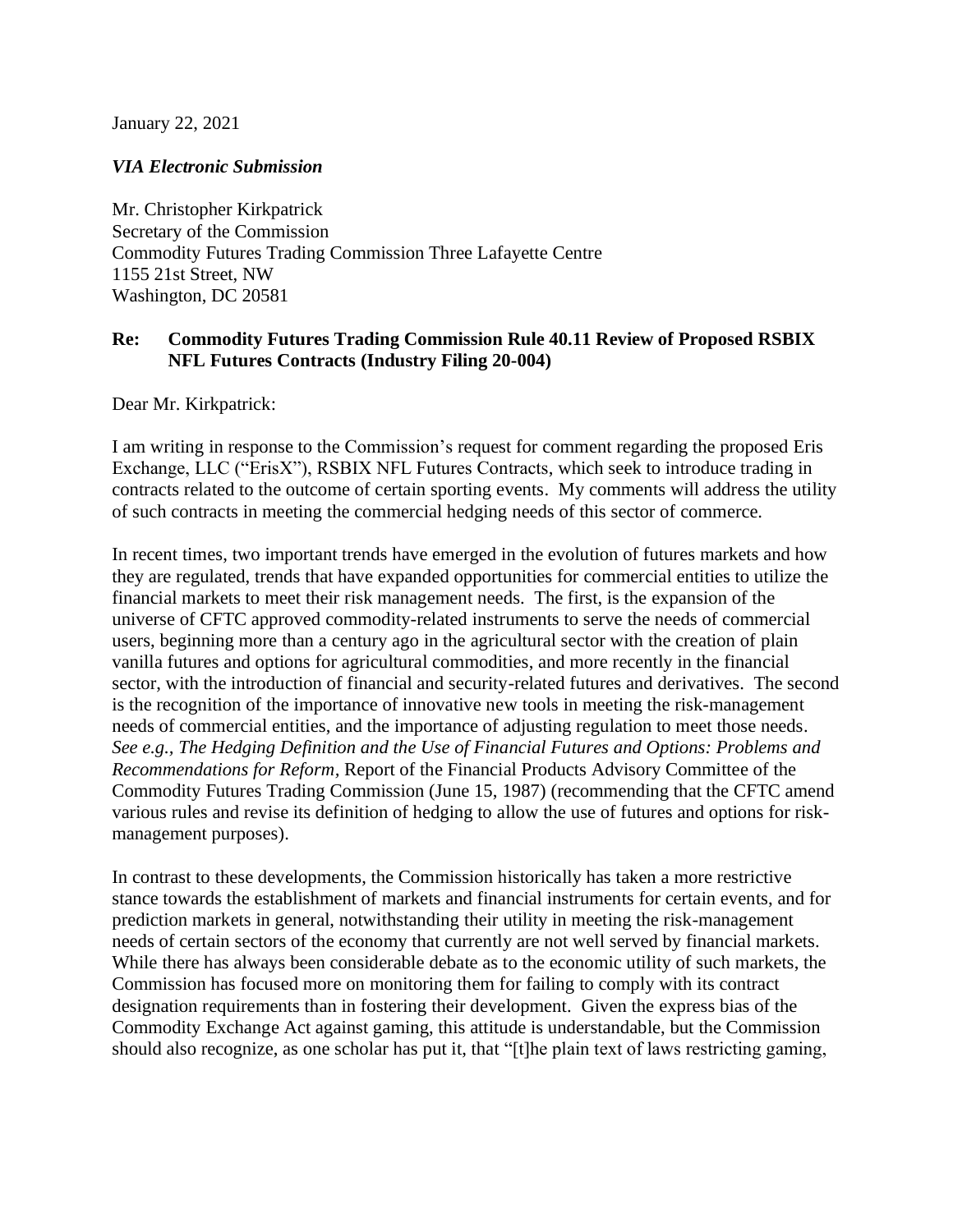January 22, 2021

*VIA Electronic Submission*

Mr. Christopher Kirkpatrick
Secretary of the Commission
Commodity Futures Trading Commission Three Lafayette Centre
1155 21st Street, NW
Washington, DC 20581

**Re: Commodity Futures Trading Commission Rule 40.11 Review of Proposed RSBIX NFL Futures Contracts (Industry Filing 20-004)**

Dear Mr. Kirkpatrick:

I am writing in response to the Commission's request for comment regarding the proposed Eris Exchange, LLC ("ErisX"), RSBIX NFL Futures Contracts, which seek to introduce trading in contracts related to the outcome of certain sporting events. My comments will address the utility of such contracts in meeting the commercial hedging needs of this sector of commerce.

In recent times, two important trends have emerged in the evolution of futures markets and how they are regulated, trends that have expanded opportunities for commercial entities to utilize the financial markets to meet their risk management needs. The first, is the expansion of the universe of CFTC approved commodity-related instruments to serve the needs of commercial users, beginning more than a century ago in the agricultural sector with the creation of plain vanilla futures and options for agricultural commodities, and more recently in the financial sector, with the introduction of financial and security-related futures and derivatives. The second is the recognition of the importance of innovative new tools in meeting the risk-management needs of commercial entities, and the importance of adjusting regulation to meet those needs. *See e.g.*, *The Hedging Definition and the Use of Financial Futures and Options: Problems and Recommendations for Reform*, Report of the Financial Products Advisory Committee of the Commodity Futures Trading Commission (June 15, 1987) (recommending that the CFTC amend various rules and revise its definition of hedging to allow the use of futures and options for risk-management purposes).

In contrast to these developments, the Commission historically has taken a more restrictive stance towards the establishment of markets and financial instruments for certain events, and for prediction markets in general, notwithstanding their utility in meeting the risk-management needs of certain sectors of the economy that currently are not well served by financial markets. While there has always been considerable debate as to the economic utility of such markets, the Commission has focused more on monitoring them for failing to comply with its contract designation requirements than in fostering their development. Given the express bias of the Commodity Exchange Act against gaming, this attitude is understandable, but the Commission should also recognize, as one scholar has put it, that "[t]he plain text of laws restricting gaming,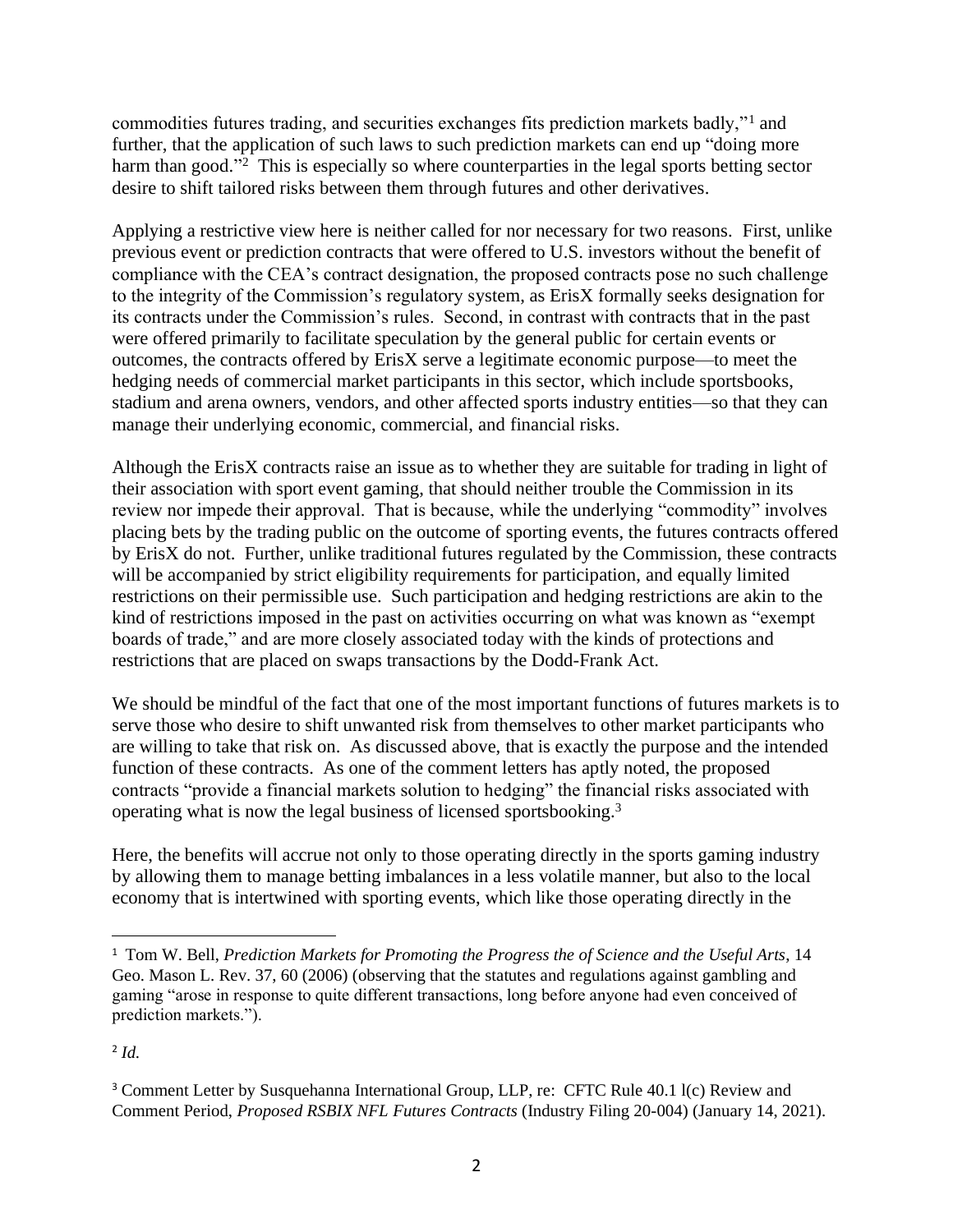commodities futures trading, and securities exchanges fits prediction markets badly,"[1] and further, that the application of such laws to such prediction markets can end up "doing more harm than good."[2] This is especially so where counterparties in the legal sports betting sector desire to shift tailored risks between them through futures and other derivatives.

Applying a restrictive view here is neither called for nor necessary for two reasons. First, unlike previous event or prediction contracts that were offered to U.S. investors without the benefit of compliance with the CEA's contract designation, the proposed contracts pose no such challenge to the integrity of the Commission's regulatory system, as ErisX formally seeks designation for its contracts under the Commission's rules. Second, in contrast with contracts that in the past were offered primarily to facilitate speculation by the general public for certain events or outcomes, the contracts offered by ErisX serve a legitimate economic purpose—to meet the hedging needs of commercial market participants in this sector, which include sportsbooks, stadium and arena owners, vendors, and other affected sports industry entities—so that they can manage their underlying economic, commercial, and financial risks.

Although the ErisX contracts raise an issue as to whether they are suitable for trading in light of their association with sport event gaming, that should neither trouble the Commission in its review nor impede their approval. That is because, while the underlying "commodity" involves placing bets by the trading public on the outcome of sporting events, the futures contracts offered by ErisX do not. Further, unlike traditional futures regulated by the Commission, these contracts will be accompanied by strict eligibility requirements for participation, and equally limited restrictions on their permissible use. Such participation and hedging restrictions are akin to the kind of restrictions imposed in the past on activities occurring on what was known as "exempt boards of trade," and are more closely associated today with the kinds of protections and restrictions that are placed on swaps transactions by the Dodd-Frank Act.

We should be mindful of the fact that one of the most important functions of futures markets is to serve those who desire to shift unwanted risk from themselves to other market participants who are willing to take that risk on. As discussed above, that is exactly the purpose and the intended function of these contracts. As one of the comment letters has aptly noted, the proposed contracts "provide a financial markets solution to hedging" the financial risks associated with operating what is now the legal business of licensed sportsbooking.[3]

Here, the benefits will accrue not only to those operating directly in the sports gaming industry by allowing them to manage betting imbalances in a less volatile manner, but also to the local economy that is intertwined with sporting events, which like those operating directly in the

---

[1] Tom W. Bell, *Prediction Markets for Promoting the Progress the of Science and the Useful Arts*, 14 Geo. Mason L. Rev. 37, 60 (2006) (observing that the statutes and regulations against gambling and gaming "arose in response to quite different transactions, long before anyone had even conceived of prediction markets.").

[2] *Id.*

[3] Comment Letter by Susquehanna International Group, LLP, re: CFTC Rule 40.1 l(c) Review and Comment Period, *Proposed RSBIX NFL Futures Contracts* (Industry Filing 20-004) (January 14, 2021).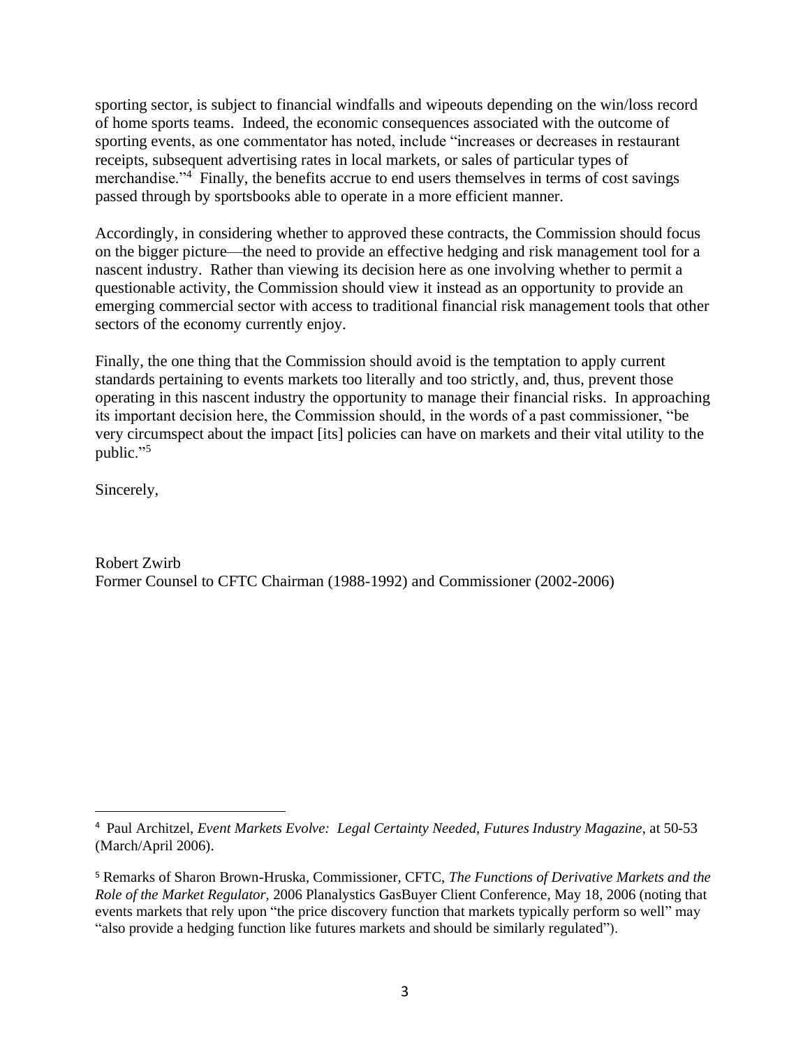sporting sector, is subject to financial windfalls and wipeouts depending on the win/loss record of home sports teams. Indeed, the economic consequences associated with the outcome of sporting events, as one commentator has noted, include "increases or decreases in restaurant receipts, subsequent advertising rates in local markets, or sales of particular types of merchandise."[4] Finally, the benefits accrue to end users themselves in terms of cost savings passed through by sportsbooks able to operate in a more efficient manner.

Accordingly, in considering whether to approved these contracts, the Commission should focus on the bigger picture—the need to provide an effective hedging and risk management tool for a nascent industry. Rather than viewing its decision here as one involving whether to permit a questionable activity, the Commission should view it instead as an opportunity to provide an emerging commercial sector with access to traditional financial risk management tools that other sectors of the economy currently enjoy.

Finally, the one thing that the Commission should avoid is the temptation to apply current standards pertaining to events markets too literally and too strictly, and, thus, prevent those operating in this nascent industry the opportunity to manage their financial risks. In approaching its important decision here, the Commission should, in the words of a past commissioner, "be very circumspect about the impact [its] policies can have on markets and their vital utility to the public."[5]

Sincerely,

Robert Zwirb
Former Counsel to CFTC Chairman (1988-1992) and Commissioner (2002-2006)

---

[4] Paul Architzel, *Event Markets Evolve: Legal Certainty Needed, Futures Industry Magazine*, at 50-53 (March/April 2006).

[5] Remarks of Sharon Brown-Hruska, Commissioner, CFTC, *The Functions of Derivative Markets and the Role of the Market Regulator,* 2006 Planalystics GasBuyer Client Conference, May 18, 2006 (noting that events markets that rely upon "the price discovery function that markets typically perform so well" may "also provide a hedging function like futures markets and should be similarly regulated").